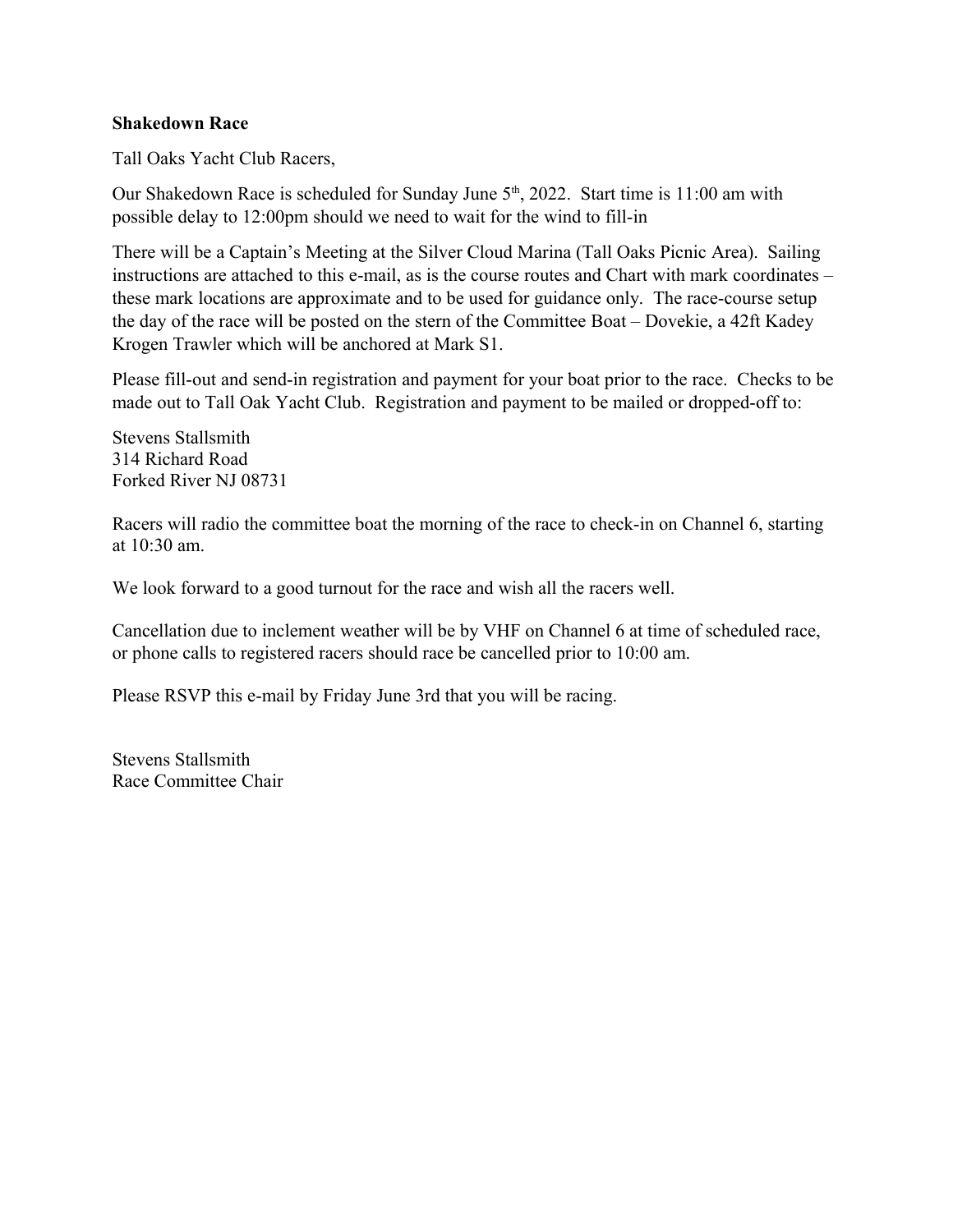**Shakedown Race**

Tall Oaks Yacht Club Racers,

Our Shakedown Race is scheduled for Sunday June 5th, 2022. Start time is 11:00 am with possible delay to 12:00pm should we need to wait for the wind to fill-in

There will be a Captain's Meeting at the Silver Cloud Marina (Tall Oaks Picnic Area). Sailing instructions are attached to this e-mail, as is the course routes and Chart with mark coordinates – these mark locations are approximate and to be used for guidance only. The race-course setup the day of the race will be posted on the stern of the Committee Boat – Dovekie, a 42ft Kadey Krogen Trawler which will be anchored at Mark S1.

Please fill-out and send-in registration and payment for your boat prior to the race. Checks to be made out to Tall Oak Yacht Club. Registration and payment to be mailed or dropped-off to:

Stevens Stallsmith
314 Richard Road
Forked River NJ 08731

Racers will radio the committee boat the morning of the race to check-in on Channel 6, starting at 10:30 am.

We look forward to a good turnout for the race and wish all the racers well.

Cancellation due to inclement weather will be by VHF on Channel 6 at time of scheduled race, or phone calls to registered racers should race be cancelled prior to 10:00 am.

Please RSVP this e-mail by Friday June 3rd that you will be racing.

Stevens Stallsmith
Race Committee Chair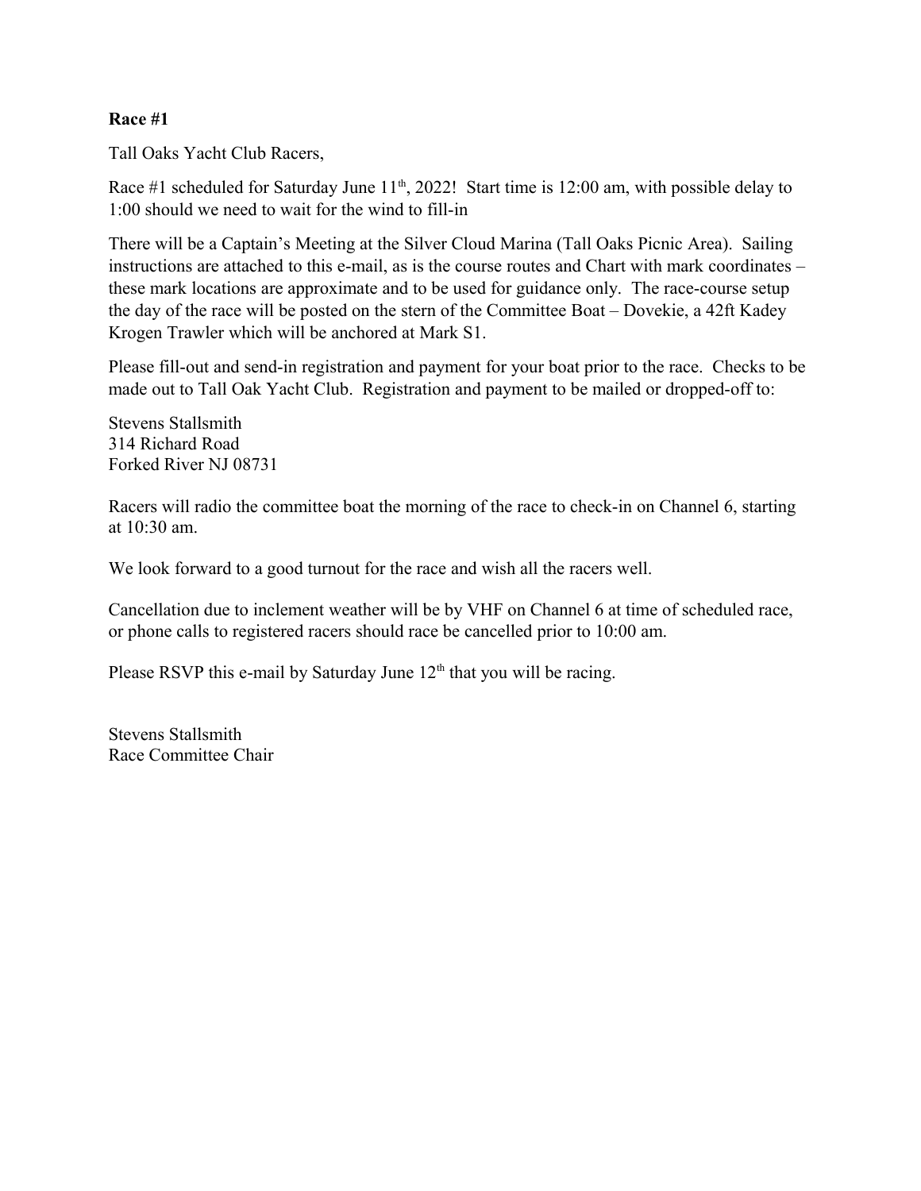**Race #1**

Tall Oaks Yacht Club Racers,

Race #1 scheduled for Saturday June 11th, 2022! Start time is 12:00 am, with possible delay to 1:00 should we need to wait for the wind to fill-in

There will be a Captain's Meeting at the Silver Cloud Marina (Tall Oaks Picnic Area). Sailing instructions are attached to this e-mail, as is the course routes and Chart with mark coordinates – these mark locations are approximate and to be used for guidance only. The race-course setup the day of the race will be posted on the stern of the Committee Boat – Dovekie, a 42ft Kadey Krogen Trawler which will be anchored at Mark S1.

Please fill-out and send-in registration and payment for your boat prior to the race. Checks to be made out to Tall Oak Yacht Club. Registration and payment to be mailed or dropped-off to:

Stevens Stallsmith
314 Richard Road
Forked River NJ 08731

Racers will radio the committee boat the morning of the race to check-in on Channel 6, starting at 10:30 am.

We look forward to a good turnout for the race and wish all the racers well.

Cancellation due to inclement weather will be by VHF on Channel 6 at time of scheduled race, or phone calls to registered racers should race be cancelled prior to 10:00 am.

Please RSVP this e-mail by Saturday June 12th that you will be racing.

Stevens Stallsmith
Race Committee Chair